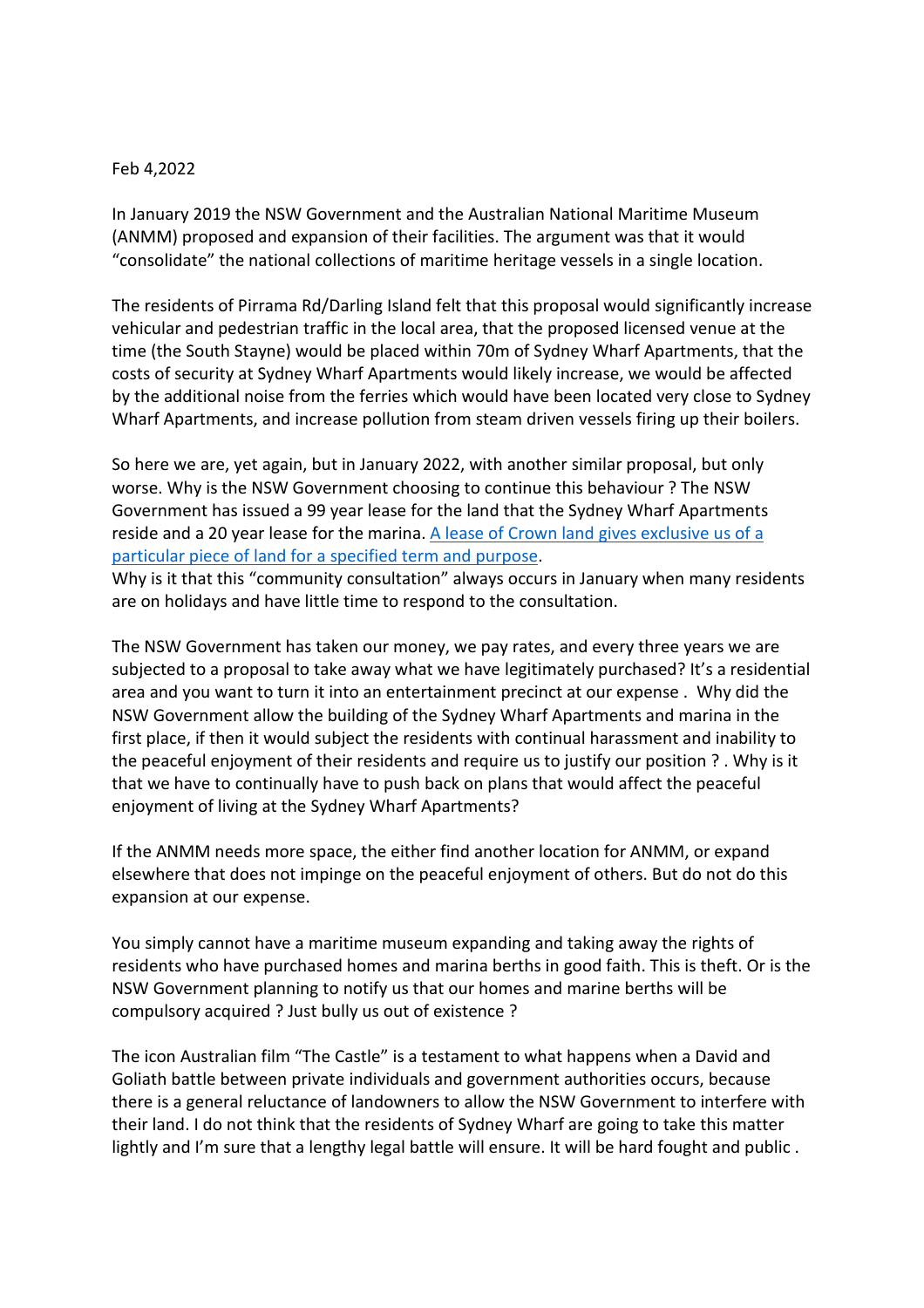Feb 4,2022

In January 2019 the NSW Government and the Australian National Maritime Museum (ANMM) proposed and expansion of their facilities. The argument was that it would "consolidate" the national collections of maritime heritage vessels in a single location.

The residents of Pirrama Rd/Darling Island felt that this proposal would significantly increase vehicular and pedestrian traffic in the local area, that the proposed licensed venue at the time (the South Stayne) would be placed within 70m of Sydney Wharf Apartments, that the costs of security at Sydney Wharf Apartments would likely increase, we would be affected by the additional noise from the ferries which would have been located very close to Sydney Wharf Apartments, and increase pollution from steam driven vessels firing up their boilers.

So here we are, yet again, but in January 2022, with another similar proposal, but only worse. Why is the NSW Government choosing to continue this behaviour ? The NSW Government has issued a 99 year lease for the land that the Sydney Wharf Apartments reside and a 20 year lease for the marina. [A lease of Crown land gives exclusive us of a particular piece of land for a specified term and purpose](#).
Why is it that this "community consultation" always occurs in January when many residents are on holidays and have little time to respond to the consultation.

The NSW Government has taken our money, we pay rates, and every three years we are subjected to a proposal to take away what we have legitimately purchased? It's a residential area and you want to turn it into an entertainment precinct at our expense . Why did the NSW Government allow the building of the Sydney Wharf Apartments and marina in the first place, if then it would subject the residents with continual harassment and inability to the peaceful enjoyment of their residents and require us to justify our position ? . Why is it that we have to continually have to push back on plans that would affect the peaceful enjoyment of living at the Sydney Wharf Apartments?

If the ANMM needs more space, the either find another location for ANMM, or expand elsewhere that does not impinge on the peaceful enjoyment of others. But do not do this expansion at our expense.

You simply cannot have a maritime museum expanding and taking away the rights of residents who have purchased homes and marina berths in good faith. This is theft. Or is the NSW Government planning to notify us that our homes and marine berths will be compulsory acquired ? Just bully us out of existence ?

The icon Australian film "The Castle" is a testament to what happens when a David and Goliath battle between private individuals and government authorities occurs, because there is a general reluctance of landowners to allow the NSW Government to interfere with their land. I do not think that the residents of Sydney Wharf are going to take this matter lightly and I'm sure that a lengthy legal battle will ensure. It will be hard fought and public .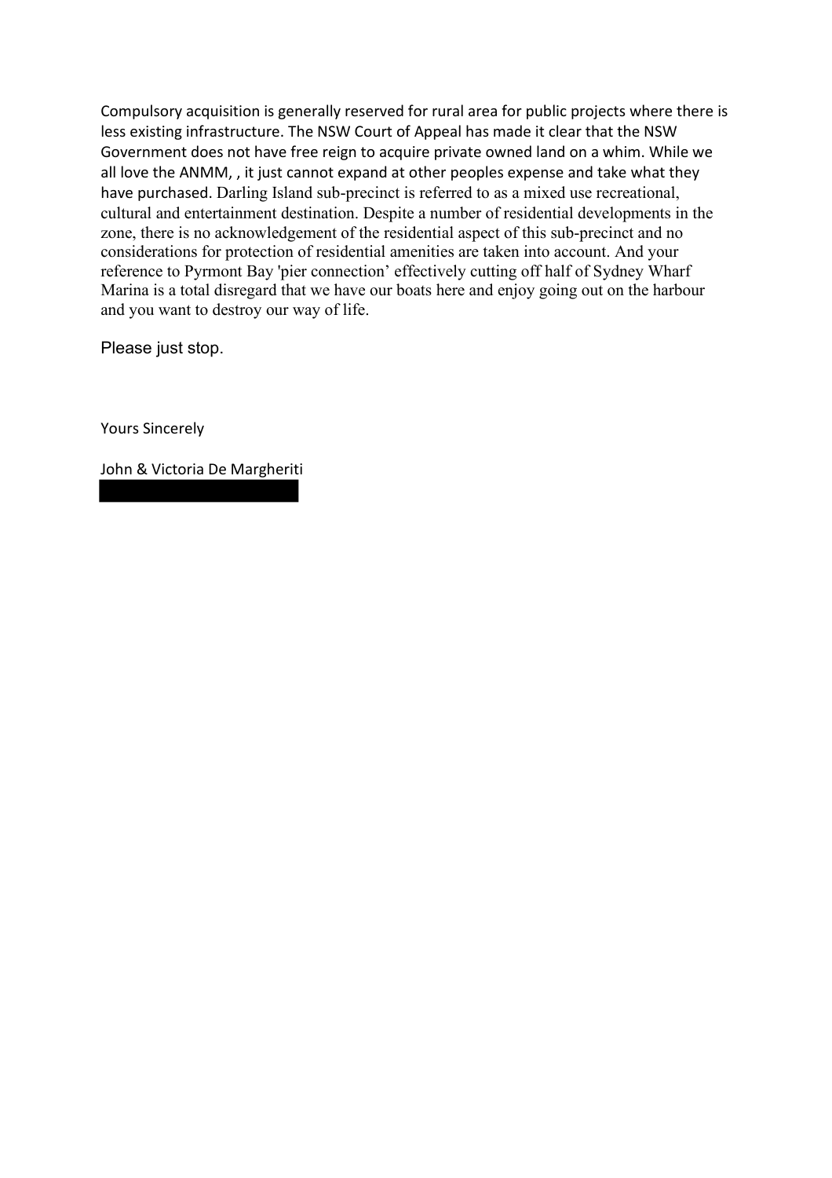Compulsory acquisition is generally reserved for rural area for public projects where there is less existing infrastructure. The NSW Court of Appeal has made it clear that the NSW Government does not have free reign to acquire private owned land on a whim. While we all love the ANMM, , it just cannot expand at other peoples expense and take what they have purchased. Darling Island sub-precinct is referred to as a mixed use recreational, cultural and entertainment destination. Despite a number of residential developments in the zone, there is no acknowledgement of the residential aspect of this sub-precinct and no considerations for protection of residential amenities are taken into account. And your reference to Pyrmont Bay 'pier connection' effectively cutting off half of Sydney Wharf Marina is a total disregard that we have our boats here and enjoy going out on the harbour and you want to destroy our way of life.

Please just stop.

Yours Sincerely

John & Victoria De Margheriti